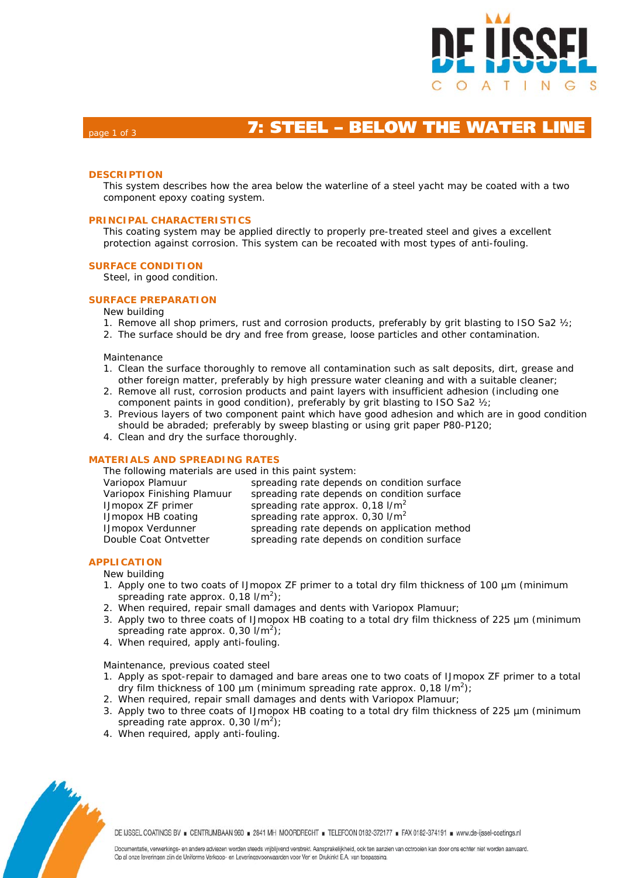# 7: STEEL – BELOW THE WATER LINE

## DESCRIPTION

This system describes how the area below the waterline of a steel yacht may be coated with a two component epoxy coating system.

## PRINCIPAL CHARACTERISTICS

This coating system may be applied directly to properly pre-treated steel and gives a excellent protection against corrosion. This system can be recoated with most types of anti-fouling.

## SURFACE CONDITION

Steel, in good condition.

## SURFACE PREPARATION

New building

1. Remove all shop primers, rust and corrosion products, preferably by grit blasting to ISO Sa2 ½;
2. The surface should be dry and free from grease, loose particles and other contamination.

Maintenance

1. Clean the surface thoroughly to remove all contamination such as salt deposits, dirt, grease and other foreign matter, preferably by high pressure water cleaning and with a suitable cleaner;
2. Remove all rust, corrosion products and paint layers with insufficient adhesion (including one component paints in good condition), preferably by grit blasting to ISO Sa2 ½;
3. Previous layers of two component paint which have good adhesion and which are in good condition should be abraded; preferably by sweep blasting or using grit paper P80-P120;
4. Clean and dry the surface thoroughly.

## MATERIALS AND SPREADING RATES

The following materials are used in this paint system:

| | |
|---|---|
| Variopox Plamuur | spreading rate depends on condition surface |
| Variopox Finishing Plamuur | spreading rate depends on condition surface |
| IJmopox ZF primer | spreading rate approx. 0,18 l/m$^2$ |
| IJmopox HB coating | spreading rate approx. 0,30 l/m$^2$ |
| IJmopox Verdunner | spreading rate depends on application method |
| Double Coat Ontvetter | spreading rate depends on condition surface |

## APPLICATION

New building

1. Apply one to two coats of IJmopox ZF primer to a total dry film thickness of 100 µm (minimum spreading rate approx. 0,18 l/m$^2$);
2. When required, repair small damages and dents with Variopox Plamuur;
3. Apply two to three coats of IJmopox HB coating to a total dry film thickness of 225 µm (minimum spreading rate approx. 0,30 l/m$^2$);
4. When required, apply anti-fouling.

Maintenance, previous coated steel

1. Apply as spot-repair to damaged and bare areas one to two coats of IJmopox ZF primer to a total dry film thickness of 100 µm (minimum spreading rate approx. 0,18 l/m$^2$);
2. When required, repair small damages and dents with Variopox Plamuur;
3. Apply two to three coats of IJmopox HB coating to a total dry film thickness of 225 µm (minimum spreading rate approx. 0,30 l/m$^2$);
4. When required, apply anti-fouling.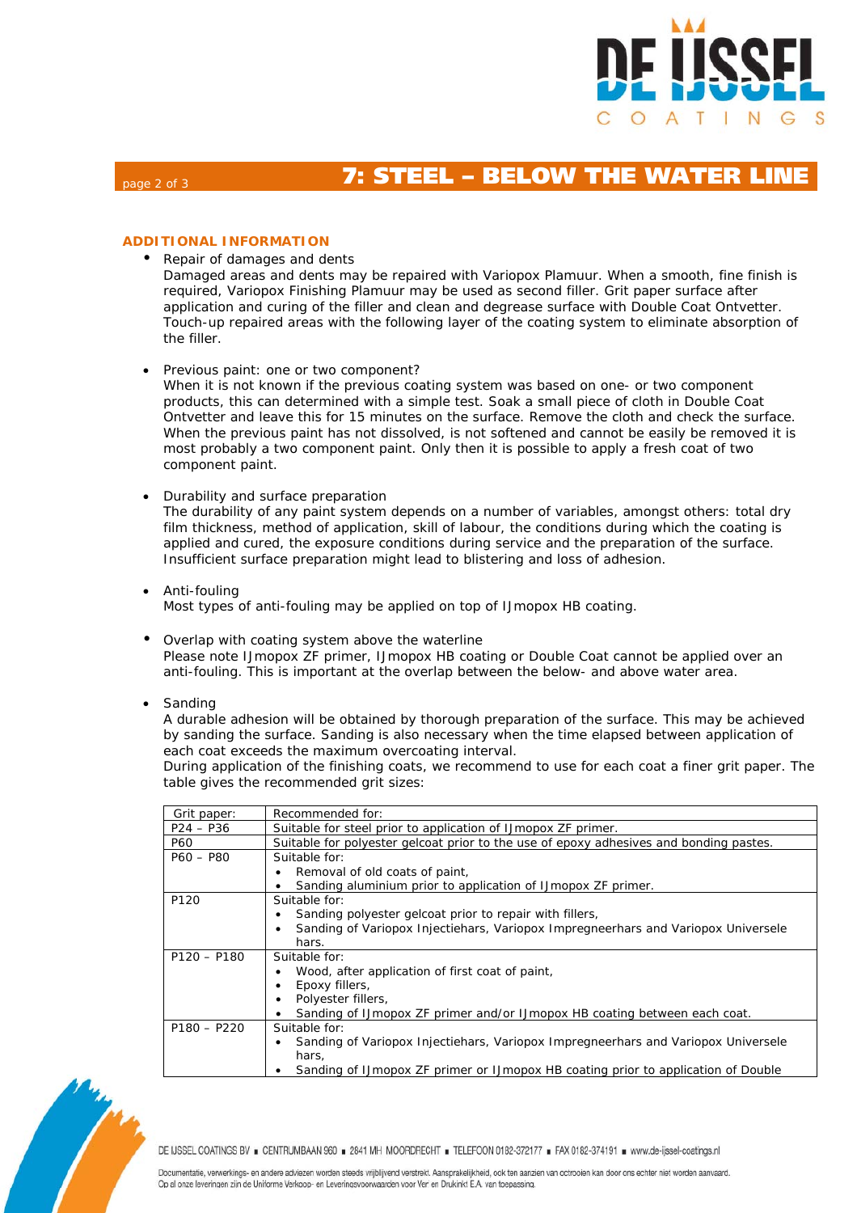## 7: STEEL – BELOW THE WATER LINE

### ADDITIONAL INFORMATION

- Repair of damages and dents
  Damaged areas and dents may be repaired with Variopox Plamuur. When a smooth, fine finish is required, Variopox Finishing Plamuur may be used as second filler. Grit paper surface after application and curing of the filler and clean and degrease surface with Double Coat Ontvetter. Touch-up repaired areas with the following layer of the coating system to eliminate absorption of the filler.

- Previous paint: one or two component?
  When it is not known if the previous coating system was based on one- or two component products, this can determined with a simple test. Soak a small piece of cloth in Double Coat Ontvetter and leave this for 15 minutes on the surface. Remove the cloth and check the surface. When the previous paint has not dissolved, is not softened and cannot be easily be removed it is most probably a two component paint. Only then it is possible to apply a fresh coat of two component paint.

- Durability and surface preparation
  The durability of any paint system depends on a number of variables, amongst others: total dry film thickness, method of application, skill of labour, the conditions during which the coating is applied and cured, the exposure conditions during service and the preparation of the surface. Insufficient surface preparation might lead to blistering and loss of adhesion.

- Anti-fouling
  Most types of anti-fouling may be applied on top of IJmopox HB coating.

- Overlap with coating system above the waterline
  Please note IJmopox ZF primer, IJmopox HB coating or Double Coat cannot be applied over an anti-fouling. This is important at the overlap between the below- and above water area.

- Sanding
  A durable adhesion will be obtained by thorough preparation of the surface. This may be achieved by sanding the surface. Sanding is also necessary when the time elapsed between application of each coat exceeds the maximum overcoating interval.
  During application of the finishing coats, we recommend to use for each coat a finer grit paper. The table gives the recommended grit sizes:

| Grit paper: | Recommended for: |
|---|---|
| P24 – P36 | Suitable for steel prior to application of IJmopox ZF primer. |
| P60 | Suitable for polyester gelcoat prior to the use of epoxy adhesives and bonding pastes. |
| P60 – P80 | Suitable for:<br>• Removal of old coats of paint,<br>• Sanding aluminium prior to application of IJmopox ZF primer. |
| P120 | Suitable for:<br>• Sanding polyester gelcoat prior to repair with fillers,<br>• Sanding of Variopox Injectiehars, Variopox Impregneerhars and Variopox Universele hars. |
| P120 – P180 | Suitable for:<br>• Wood, after application of first coat of paint,<br>• Epoxy fillers,<br>• Polyester fillers,<br>• Sanding of IJmopox ZF primer and/or IJmopox HB coating between each coat. |
| P180 – P220 | Suitable for:<br>• Sanding of Variopox Injectiehars, Variopox Impregneerhars and Variopox Universele hars,<br>• Sanding of IJmopox ZF primer or IJmopox HB coating prior to application of Double |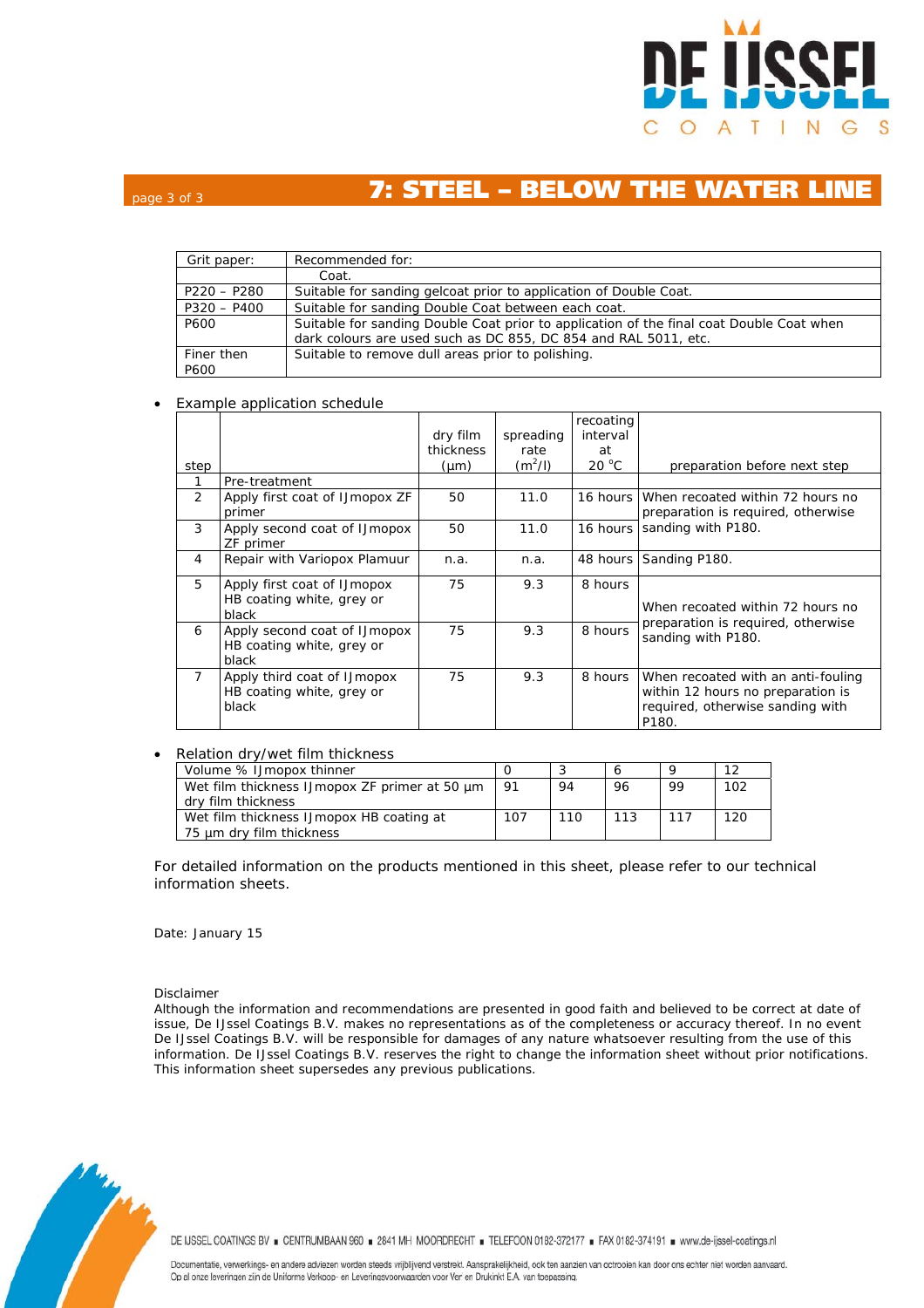# 7: STEEL – BELOW THE WATER LINE

| Grit paper: | Recommended for: |
|---|---|
| | Coat. |
| P220 – P280 | Suitable for sanding gelcoat prior to application of Double Coat. |
| P320 – P400 | Suitable for sanding Double Coat between each coat. |
| P600 | Suitable for sanding Double Coat prior to application of the final coat Double Coat when dark colours are used such as DC 855, DC 854 and RAL 5011, etc. |
| Finer then P600 | Suitable to remove dull areas prior to polishing. |

- Example application schedule

| step | | dry film thickness (µm) | spreading rate ($m^2$/l) | recoating interval at 20 °C | preparation before next step |
|---|---|---|---|---|---|
| 1 | Pre-treatment | | | | |
| 2 | Apply first coat of IJmopox ZF primer | 50 | 11.0 | 16 hours | When recoated within 72 hours no preparation is required, otherwise sanding with P180. |
| 3 | Apply second coat of IJmopox ZF primer | 50 | 11.0 | 16 hours | |
| 4 | Repair with Variopox Plamuur | n.a. | n.a. | 48 hours | Sanding P180. |
| 5 | Apply first coat of IJmopox HB coating white, grey or black | 75 | 9.3 | 8 hours | When recoated within 72 hours no preparation is required, otherwise sanding with P180. |
| 6 | Apply second coat of IJmopox HB coating white, grey or black | 75 | 9.3 | 8 hours | |
| 7 | Apply third coat of IJmopox HB coating white, grey or black | 75 | 9.3 | 8 hours | When recoated with an anti-fouling within 12 hours no preparation is required, otherwise sanding with P180. |

- Relation dry/wet film thickness

| Volume % IJmopox thinner | 0 | 3 | 6 | 9 | 12 |
|---|---|---|---|---|---|
| Wet film thickness IJmopox ZF primer at 50 µm dry film thickness | 91 | 94 | 96 | 99 | 102 |
| Wet film thickness IJmopox HB coating at 75 µm dry film thickness | 107 | 110 | 113 | 117 | 120 |

For detailed information on the products mentioned in this sheet, please refer to our technical information sheets.

Date: January 15

Disclaimer
Although the information and recommendations are presented in good faith and believed to be correct at date of issue, De IJssel Coatings B.V. makes no representations as of the completeness or accuracy thereof. In no event De IJssel Coatings B.V. will be responsible for damages of any nature whatsoever resulting from the use of this information. De IJssel Coatings B.V. reserves the right to change the information sheet without prior notifications. This information sheet supersedes any previous publications.